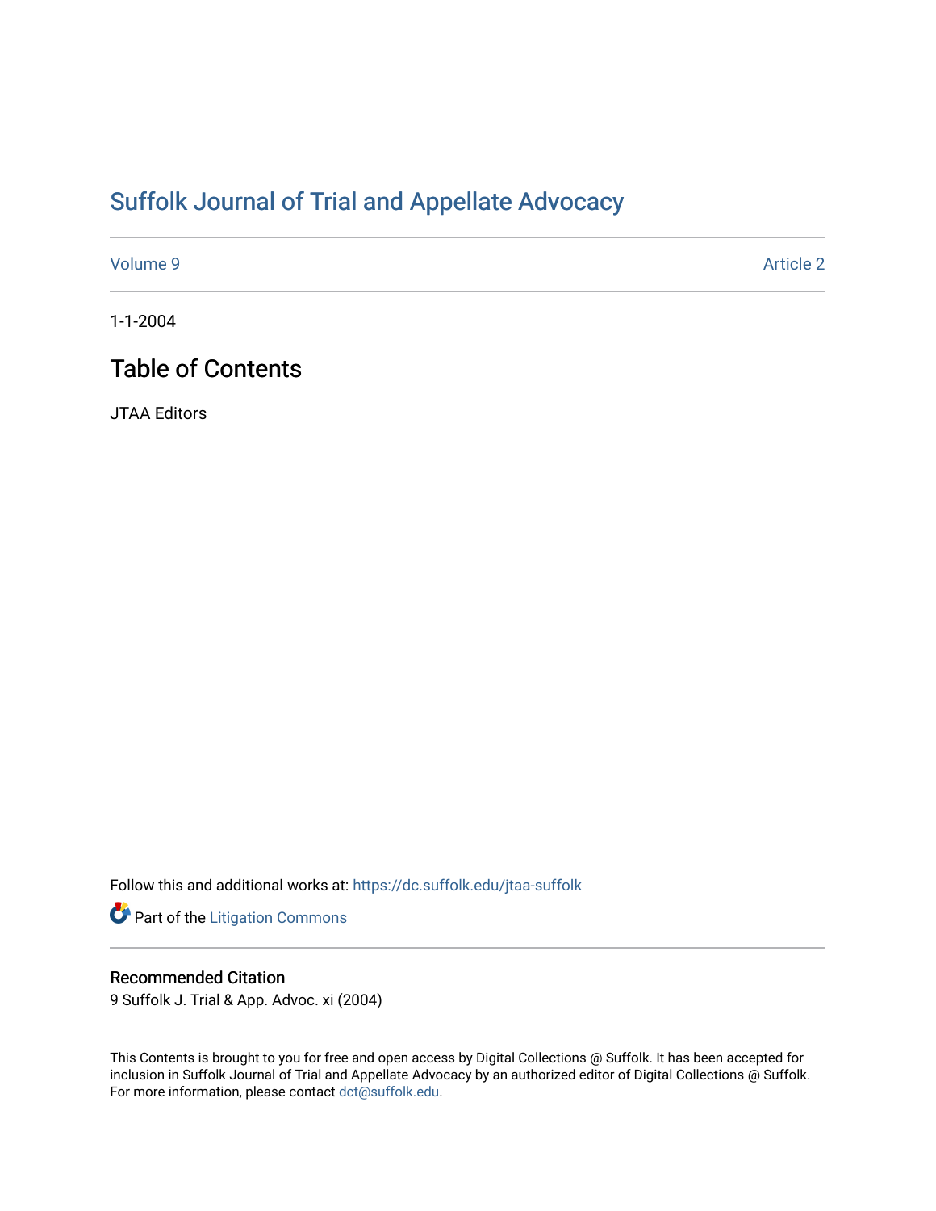# Suffolk Journal of Trial and Appellate Advocacy

Volume 9 | Article 2

1-1-2004

## Table of Contents

JTAA Editors

Follow this and additional works at: https://dc.suffolk.edu/jtaa-suffolk

Part of the Litigation Commons

### Recommended Citation

9 Suffolk J. Trial & App. Advoc. xi (2004)

This Contents is brought to you for free and open access by Digital Collections @ Suffolk. It has been accepted for inclusion in Suffolk Journal of Trial and Appellate Advocacy by an authorized editor of Digital Collections @ Suffolk. For more information, please contact dct@suffolk.edu.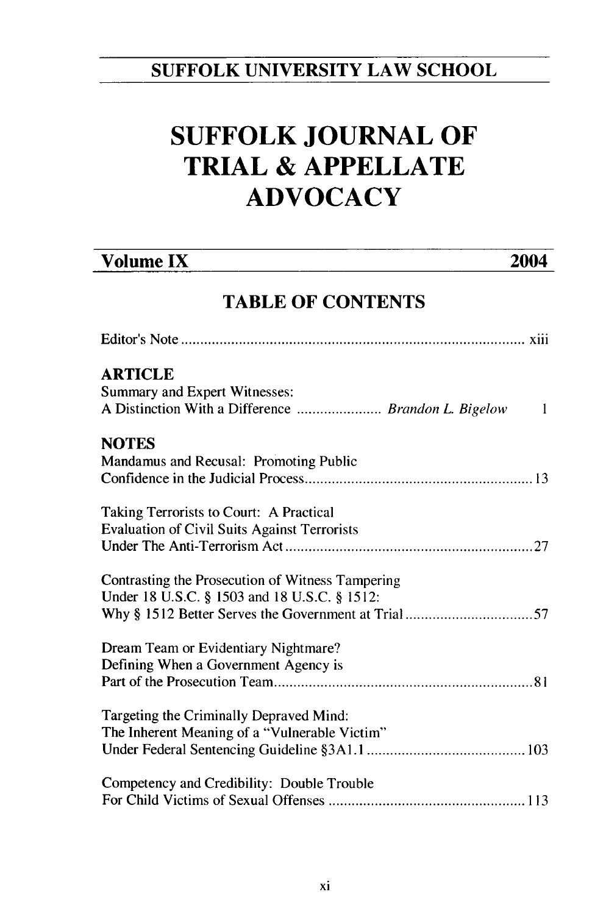SUFFOLK UNIVERSITY LAW SCHOOL

# SUFFOLK JOURNAL OF TRIAL & APPELLATE ADVOCACY

**Volume IX** **2004**

## TABLE OF CONTENTS

Editor's Note ........................................................................................ xiii

### ARTICLE

Summary and Expert Witnesses:
A Distinction With a Difference ...................... *Brandon L. Bigelow* 1

### NOTES

Mandamus and Recusal: Promoting Public
Confidence in the Judicial Process........................................................... 13

Taking Terrorists to Court: A Practical
Evaluation of Civil Suits Against Terrorists
Under The Anti-Terrorism Act................................................................ 27

Contrasting the Prosecution of Witness Tampering
Under 18 U.S.C. § 1503 and 18 U.S.C. § 1512:
Why § 1512 Better Serves the Government at Trial................................. 57

Dream Team or Evidentiary Nightmare?
Defining When a Government Agency is
Part of the Prosecution Team................................................................... 81

Targeting the Criminally Depraved Mind:
The Inherent Meaning of a "Vulnerable Victim"
Under Federal Sentencing Guideline §3A1.1.......................................... 103

Competency and Credibility: Double Trouble
For Child Victims of Sexual Offenses.................................................... 113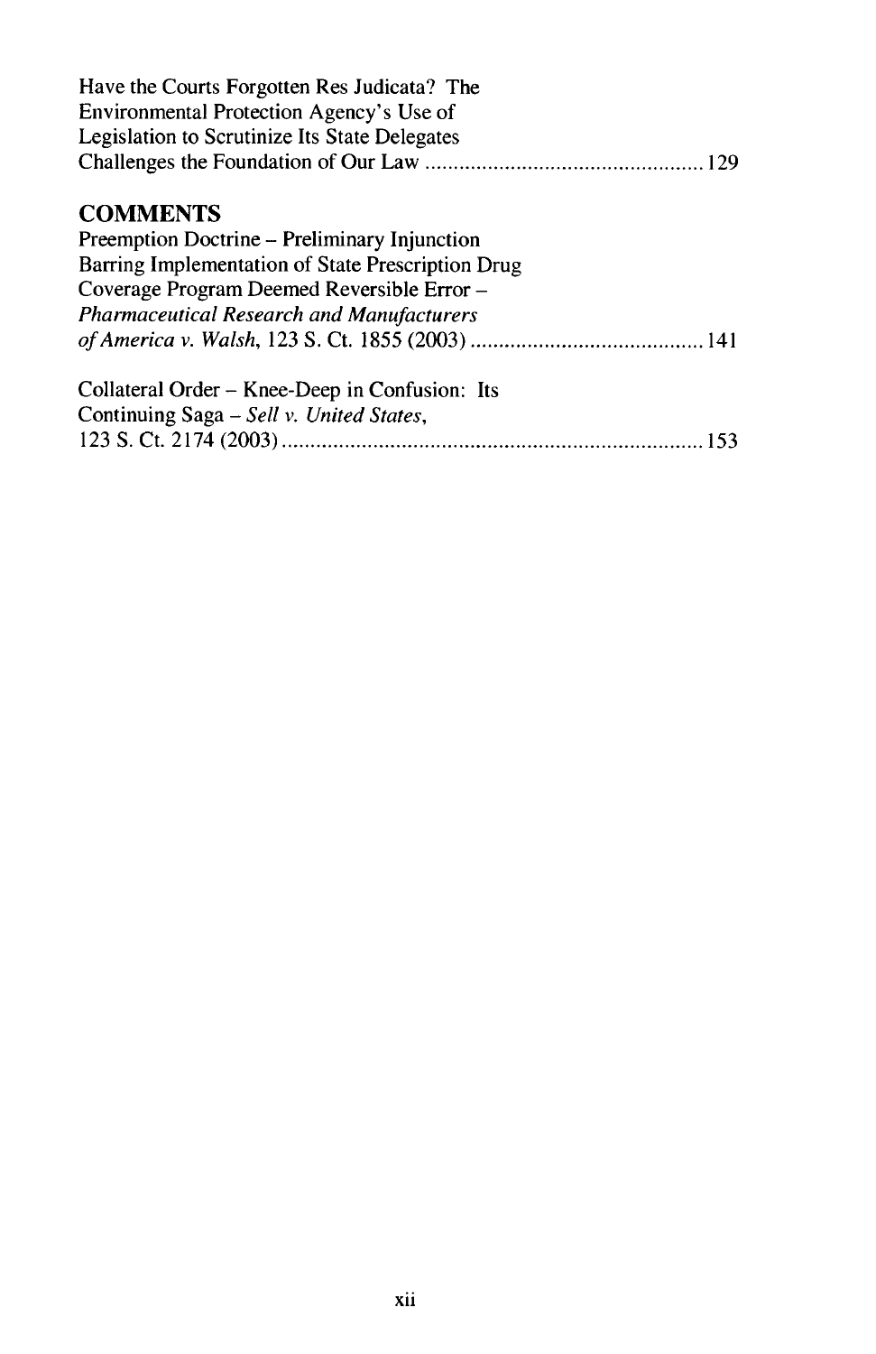Have the Courts Forgotten Res Judicata? The Environmental Protection Agency's Use of Legislation to Scrutinize Its State Delegates Challenges the Foundation of Our Law ................................................ 129

## COMMENTS

Preemption Doctrine – Preliminary Injunction Barring Implementation of State Prescription Drug Coverage Program Deemed Reversible Error – *Pharmaceutical Research and Manufacturers of America v. Walsh*, 123 S. Ct. 1855 (2003) ........................................ 141

Collateral Order – Knee-Deep in Confusion: Its Continuing Saga – *Sell v. United States*, 123 S. Ct. 2174 (2003) ......................................................................... 153